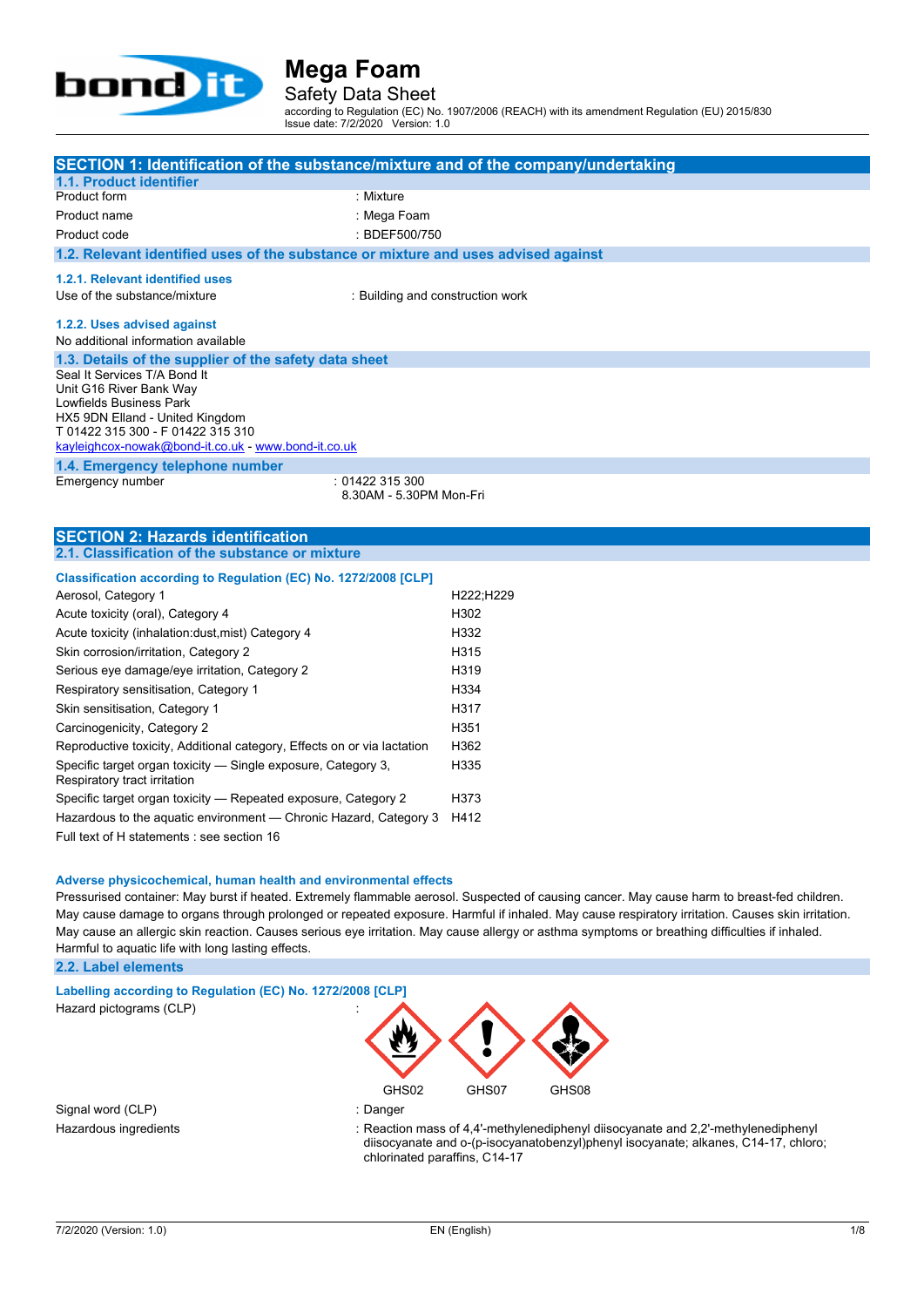# Mega Foam

## Safety Data Sheet

according to Regulation (EC) No. 1907/2006 (REACH) with its amendment Regulation (EU) 2015/830
Issue date: 7/2/2020 Version: 1.0

## SECTION 1: Identification of the substance/mixture and of the company/undertaking

### 1.1. Product identifier

| | |
|---|---|
| Product form | : Mixture |
| Product name | : Mega Foam |
| Product code | : BDEF500/750 |

### 1.2. Relevant identified uses of the substance or mixture and uses advised against

#### 1.2.1. Relevant identified uses

Use of the substance/mixture : Building and construction work

#### 1.2.2. Uses advised against

No additional information available

### 1.3. Details of the supplier of the safety data sheet

Seal It Services T/A Bond It
Unit G16 River Bank Way
Lowfields Business Park
HX5 9DN Elland - United Kingdom
T 01422 315 300 - F 01422 315 310
kayleighcox-nowak@bond-it.co.uk - www.bond-it.co.uk

### 1.4. Emergency telephone number

Emergency number : 01422 315 300
8.30AM - 5.30PM Mon-Fri

## SECTION 2: Hazards identification

### 2.1. Classification of the substance or mixture

**Classification according to Regulation (EC) No. 1272/2008 [CLP]**

| | |
|---|---|
| Aerosol, Category 1 | H222;H229 |
| Acute toxicity (oral), Category 4 | H302 |
| Acute toxicity (inhalation:dust,mist) Category 4 | H332 |
| Skin corrosion/irritation, Category 2 | H315 |
| Serious eye damage/eye irritation, Category 2 | H319 |
| Respiratory sensitisation, Category 1 | H334 |
| Skin sensitisation, Category 1 | H317 |
| Carcinogenicity, Category 2 | H351 |
| Reproductive toxicity, Additional category, Effects on or via lactation | H362 |
| Specific target organ toxicity — Single exposure, Category 3, Respiratory tract irritation | H335 |
| Specific target organ toxicity — Repeated exposure, Category 2 | H373 |
| Hazardous to the aquatic environment — Chronic Hazard, Category 3 | H412 |

Full text of H statements : see section 16

**Adverse physicochemical, human health and environmental effects**

Pressurised container: May burst if heated. Extremely flammable aerosol. Suspected of causing cancer. May cause harm to breast-fed children. May cause damage to organs through prolonged or repeated exposure. Harmful if inhaled. May cause respiratory irritation. Causes skin irritation. May cause an allergic skin reaction. Causes serious eye irritation. May cause allergy or asthma symptoms or breathing difficulties if inhaled. Harmful to aquatic life with long lasting effects.

### 2.2. Label elements

**Labelling according to Regulation (EC) No. 1272/2008 [CLP]**

Hazard pictograms (CLP) : GHS02 GHS07 GHS08

Signal word (CLP) : Danger

Hazardous ingredients : Reaction mass of 4,4'-methylenediphenyl diisocyanate and 2,2'-methylenediphenyl diisocyanate and o-(p-isocyanatobenzyl)phenyl isocyanate; alkanes, C14-17, chloro; chlorinated paraffins, C14-17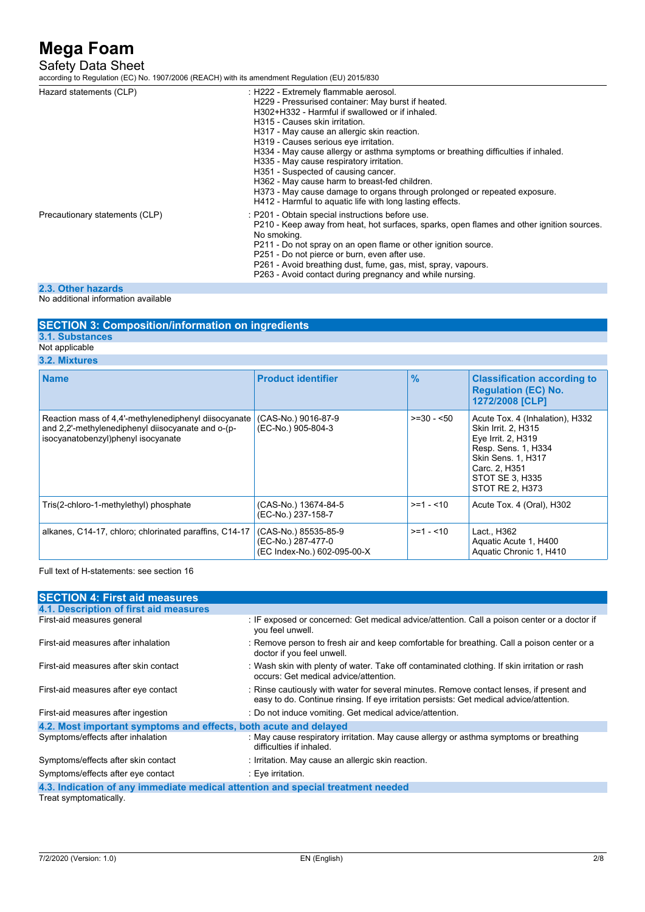| | |
|---|---|
| Hazard statements (CLP) | : H222 - Extremely flammable aerosol.<br>H229 - Pressurised container: May burst if heated.<br>H302+H332 - Harmful if swallowed or if inhaled.<br>H315 - Causes skin irritation.<br>H317 - May cause an allergic skin reaction.<br>H319 - Causes serious eye irritation.<br>H334 - May cause allergy or asthma symptoms or breathing difficulties if inhaled.<br>H335 - May cause respiratory irritation.<br>H351 - Suspected of causing cancer.<br>H362 - May cause harm to breast-fed children.<br>H373 - May cause damage to organs through prolonged or repeated exposure.<br>H412 - Harmful to aquatic life with long lasting effects. |
| Precautionary statements (CLP) | : P201 - Obtain special instructions before use.<br>P210 - Keep away from heat, hot surfaces, sparks, open flames and other ignition sources. No smoking.<br>P211 - Do not spray on an open flame or other ignition source.<br>P251 - Do not pierce or burn, even after use.<br>P261 - Avoid breathing dust, fume, gas, mist, spray, vapours.<br>P263 - Avoid contact during pregnancy and while nursing. |

### 2.3. Other hazards

No additional information available

## SECTION 3: Composition/information on ingredients

### 3.1. Substances

Not applicable

### 3.2. Mixtures

| Name | Product identifier | % | Classification according to Regulation (EC) No. 1272/2008 [CLP] |
|---|---|---|---|
| Reaction mass of 4,4'-methylenediphenyl diisocyanate and 2,2'-methylenediphenyl diisocyanate and o-(p-isocyanatobenzyl)phenyl isocyanate | (CAS-No.) 9016-87-9<br>(EC-No.) 905-804-3 | >=30 - <50 | Acute Tox. 4 (Inhalation), H332<br>Skin Irrit. 2, H315<br>Eye Irrit. 2, H319<br>Resp. Sens. 1, H334<br>Skin Sens. 1, H317<br>Carc. 2, H351<br>STOT SE 3, H335<br>STOT RE 2, H373 |
| Tris(2-chloro-1-methylethyl) phosphate | (CAS-No.) 13674-84-5<br>(EC-No.) 237-158-7 | >=1 - <10 | Acute Tox. 4 (Oral), H302 |
| alkanes, C14-17, chloro; chlorinated paraffins, C14-17 | (CAS-No.) 85535-85-9<br>(EC-No.) 287-477-0<br>(EC Index-No.) 602-095-00-X | >=1 - <10 | Lact., H362<br>Aquatic Acute 1, H400<br>Aquatic Chronic 1, H410 |

Full text of H-statements: see section 16

## SECTION 4: First aid measures

### 4.1. Description of first aid measures

| | |
|---|---|
| First-aid measures general | : IF exposed or concerned: Get medical advice/attention. Call a poison center or a doctor if you feel unwell. |
| First-aid measures after inhalation | : Remove person to fresh air and keep comfortable for breathing. Call a poison center or a doctor if you feel unwell. |
| First-aid measures after skin contact | : Wash skin with plenty of water. Take off contaminated clothing. If skin irritation or rash occurs: Get medical advice/attention. |
| First-aid measures after eye contact | : Rinse cautiously with water for several minutes. Remove contact lenses, if present and easy to do. Continue rinsing. If eye irritation persists: Get medical advice/attention. |
| First-aid measures after ingestion | : Do not induce vomiting. Get medical advice/attention. |

### 4.2. Most important symptoms and effects, both acute and delayed

| | |
|---|---|
| Symptoms/effects after inhalation | : May cause respiratory irritation. May cause allergy or asthma symptoms or breathing difficulties if inhaled. |
| Symptoms/effects after skin contact | : Irritation. May cause an allergic skin reaction. |
| Symptoms/effects after eye contact | : Eye irritation. |

### 4.3. Indication of any immediate medical attention and special treatment needed

Treat symptomatically.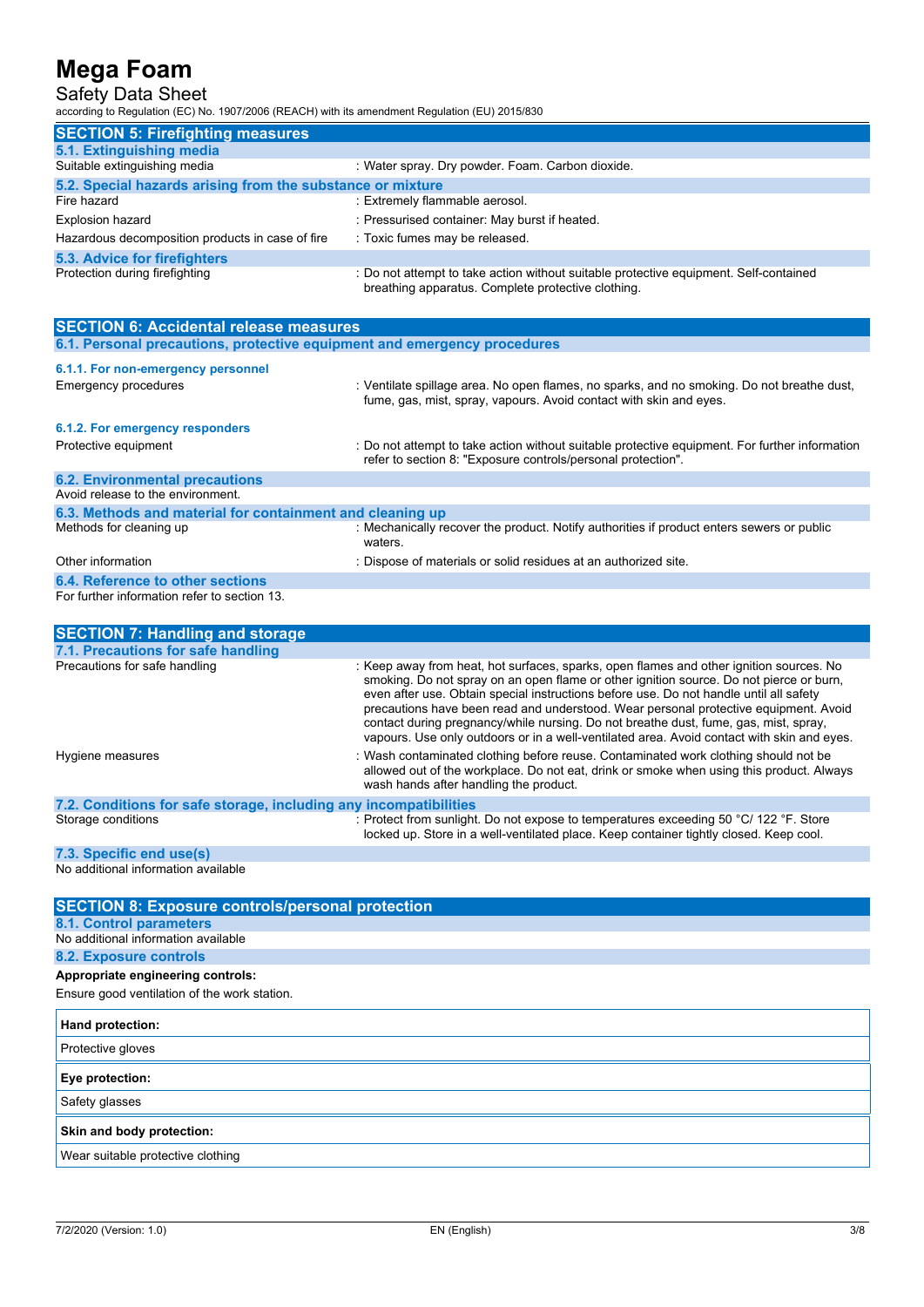## SECTION 5: Firefighting measures

### 5.1. Extinguishing media

| | |
|---|---|
| Suitable extinguishing media | : Water spray. Dry powder. Foam. Carbon dioxide. |

### 5.2. Special hazards arising from the substance or mixture

| | |
|---|---|
| Fire hazard | : Extremely flammable aerosol. |
| Explosion hazard | : Pressurised container: May burst if heated. |
| Hazardous decomposition products in case of fire | : Toxic fumes may be released. |

### 5.3. Advice for firefighters

| | |
|---|---|
| Protection during firefighting | : Do not attempt to take action without suitable protective equipment. Self-contained breathing apparatus. Complete protective clothing. |

## SECTION 6: Accidental release measures

### 6.1. Personal precautions, protective equipment and emergency procedures

#### 6.1.1. For non-emergency personnel

| | |
|---|---|
| Emergency procedures | : Ventilate spillage area. No open flames, no sparks, and no smoking. Do not breathe dust, fume, gas, mist, spray, vapours. Avoid contact with skin and eyes. |

#### 6.1.2. For emergency responders

| | |
|---|---|
| Protective equipment | : Do not attempt to take action without suitable protective equipment. For further information refer to section 8: "Exposure controls/personal protection". |

### 6.2. Environmental precautions

Avoid release to the environment.

### 6.3. Methods and material for containment and cleaning up

| | |
|---|---|
| Methods for cleaning up | : Mechanically recover the product. Notify authorities if product enters sewers or public waters. |
| Other information | : Dispose of materials or solid residues at an authorized site. |

### 6.4. Reference to other sections

For further information refer to section 13.

## SECTION 7: Handling and storage

### 7.1. Precautions for safe handling

| | |
|---|---|
| Precautions for safe handling | : Keep away from heat, hot surfaces, sparks, open flames and other ignition sources. No smoking. Do not spray on an open flame or other ignition source. Do not pierce or burn, even after use. Obtain special instructions before use. Do not handle until all safety precautions have been read and understood. Wear personal protective equipment. Avoid contact during pregnancy/while nursing. Do not breathe dust, fume, gas, mist, spray, vapours. Use only outdoors or in a well-ventilated area. Avoid contact with skin and eyes. |
| Hygiene measures | : Wash contaminated clothing before reuse. Contaminated work clothing should not be allowed out of the workplace. Do not eat, drink or smoke when using this product. Always wash hands after handling the product. |

### 7.2. Conditions for safe storage, including any incompatibilities

| | |
|---|---|
| Storage conditions | : Protect from sunlight. Do not expose to temperatures exceeding 50 °C/ 122 °F. Store locked up. Store in a well-ventilated place. Keep container tightly closed. Keep cool. |

### 7.3. Specific end use(s)

No additional information available

## SECTION 8: Exposure controls/personal protection

### 8.1. Control parameters

No additional information available

### 8.2. Exposure controls

**Appropriate engineering controls:**

Ensure good ventilation of the work station.

| **Hand protection:** |
|---|
| Protective gloves |

| **Eye protection:** |
|---|
| Safety glasses |

| **Skin and body protection:** |
|---|
| Wear suitable protective clothing |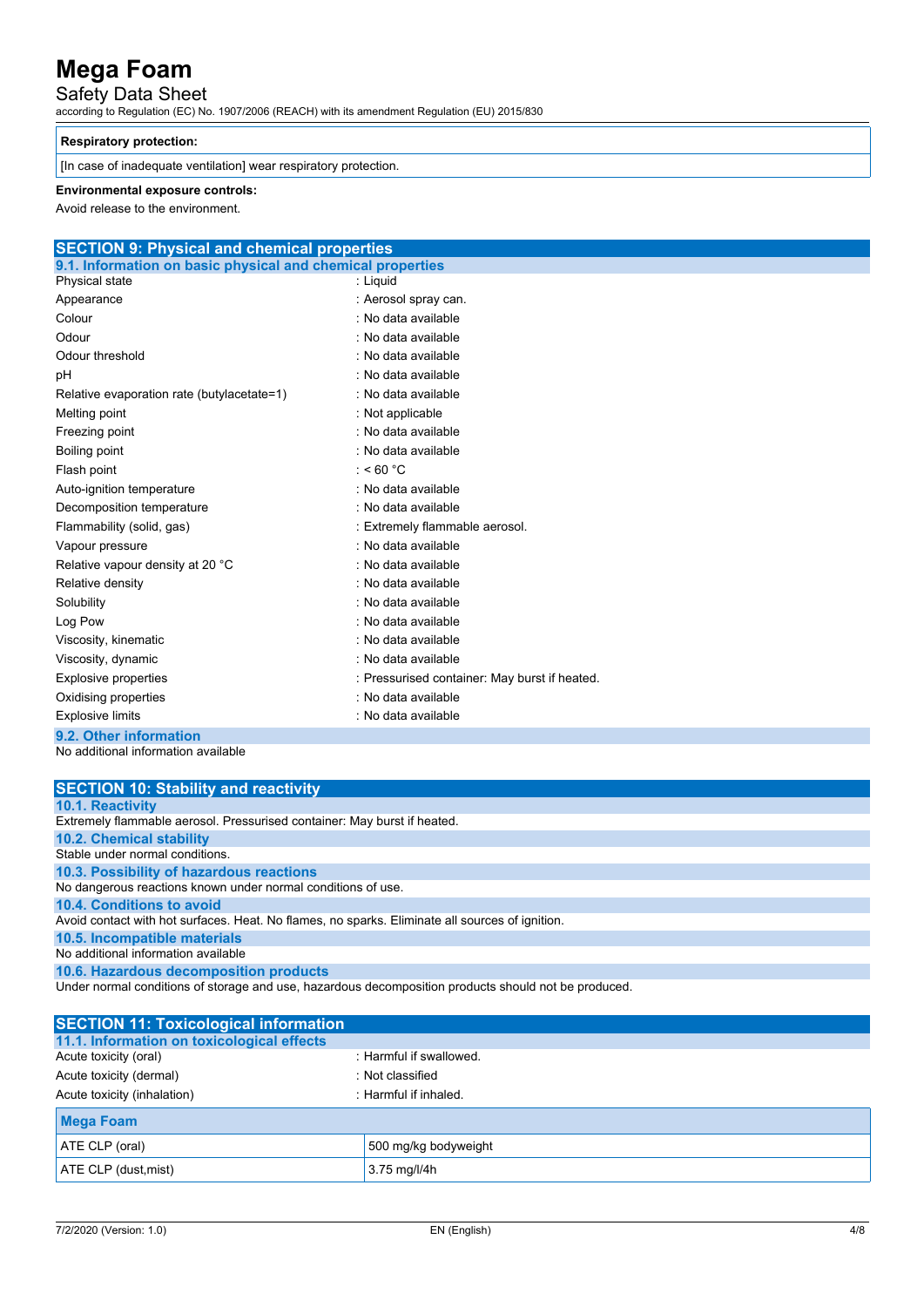| Respiratory protection: |
| --- |
| [In case of inadequate ventilation] wear respiratory protection. |

**Environmental exposure controls:**

Avoid release to the environment.

## SECTION 9: Physical and chemical properties

### 9.1. Information on basic physical and chemical properties

| | |
| --- | --- |
| Physical state | : Liquid |
| Appearance | : Aerosol spray can. |
| Colour | : No data available |
| Odour | : No data available |
| Odour threshold | : No data available |
| pH | : No data available |
| Relative evaporation rate (butylacetate=1) | : No data available |
| Melting point | : Not applicable |
| Freezing point | : No data available |
| Boiling point | : No data available |
| Flash point | : < 60 °C |
| Auto-ignition temperature | : No data available |
| Decomposition temperature | : No data available |
| Flammability (solid, gas) | : Extremely flammable aerosol. |
| Vapour pressure | : No data available |
| Relative vapour density at 20 °C | : No data available |
| Relative density | : No data available |
| Solubility | : No data available |
| Log Pow | : No data available |
| Viscosity, kinematic | : No data available |
| Viscosity, dynamic | : No data available |
| Explosive properties | : Pressurised container: May burst if heated. |
| Oxidising properties | : No data available |
| Explosive limits | : No data available |

### 9.2. Other information

No additional information available

## SECTION 10: Stability and reactivity

### 10.1. Reactivity

Extremely flammable aerosol. Pressurised container: May burst if heated.

### 10.2. Chemical stability

Stable under normal conditions.

### 10.3. Possibility of hazardous reactions

No dangerous reactions known under normal conditions of use.

### 10.4. Conditions to avoid

Avoid contact with hot surfaces. Heat. No flames, no sparks. Eliminate all sources of ignition.

### 10.5. Incompatible materials

No additional information available

### 10.6. Hazardous decomposition products

Under normal conditions of storage and use, hazardous decomposition products should not be produced.

## SECTION 11: Toxicological information

### 11.1. Information on toxicological effects

| | |
| --- | --- |
| Acute toxicity (oral) | : Harmful if swallowed. |
| Acute toxicity (dermal) | : Not classified |
| Acute toxicity (inhalation) | : Harmful if inhaled. |

| Mega Foam | |
| --- | --- |
| ATE CLP (oral) | 500 mg/kg bodyweight |
| ATE CLP (dust,mist) | 3.75 mg/l/4h |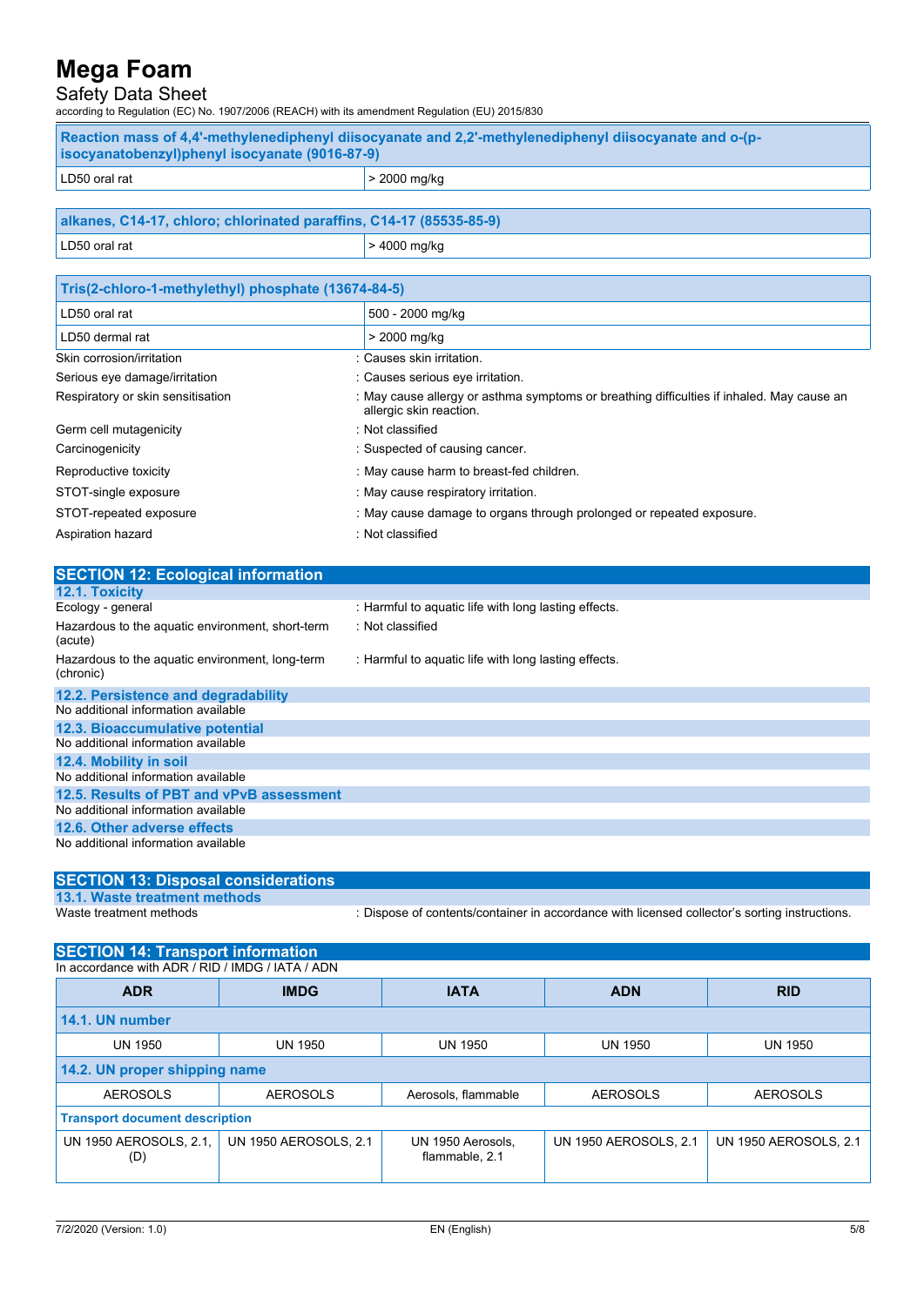| Reaction mass of 4,4'-methylenediphenyl diisocyanate and 2,2'-methylenediphenyl diisocyanate and o-(p-isocyanatobenzyl)phenyl isocyanate (9016-87-9) | |
|---|---|
| LD50 oral rat | > 2000 mg/kg |

| alkanes, C14-17, chloro; chlorinated paraffins, C14-17 (85535-85-9) | |
|---|---|
| LD50 oral rat | > 4000 mg/kg |

| Tris(2-chloro-1-methylethyl) phosphate (13674-84-5) | |
|---|---|
| LD50 oral rat | 500 - 2000 mg/kg |
| LD50 dermal rat | > 2000 mg/kg |

Skin corrosion/irritation : Causes skin irritation.

Serious eye damage/irritation : Causes serious eye irritation.

Respiratory or skin sensitisation : May cause allergy or asthma symptoms or breathing difficulties if inhaled. May cause an allergic skin reaction.

Germ cell mutagenicity : Not classified

Carcinogenicity : Suspected of causing cancer.

Reproductive toxicity : May cause harm to breast-fed children.

STOT-single exposure : May cause respiratory irritation.

STOT-repeated exposure : May cause damage to organs through prolonged or repeated exposure.

Aspiration hazard : Not classified

## SECTION 12: Ecological information

### 12.1. Toxicity

Ecology - general : Harmful to aquatic life with long lasting effects.

Hazardous to the aquatic environment, short-term (acute) : Not classified

Hazardous to the aquatic environment, long-term (chronic) : Harmful to aquatic life with long lasting effects.

### 12.2. Persistence and degradability

No additional information available

### 12.3. Bioaccumulative potential

No additional information available

### 12.4. Mobility in soil

No additional information available

### 12.5. Results of PBT and vPvB assessment

No additional information available

### 12.6. Other adverse effects

No additional information available

## SECTION 13: Disposal considerations

### 13.1. Waste treatment methods

Waste treatment methods : Dispose of contents/container in accordance with licensed collector's sorting instructions.

## SECTION 14: Transport information

In accordance with ADR / RID / IMDG / IATA / ADN

| ADR | IMDG | IATA | ADN | RID |
|---|---|---|---|---|
| **14.1. UN number** | | | | |
| UN 1950 | UN 1950 | UN 1950 | UN 1950 | UN 1950 |
| **14.2. UN proper shipping name** | | | | |
| AEROSOLS | AEROSOLS | Aerosols, flammable | AEROSOLS | AEROSOLS |
| **Transport document description** | | | | |
| UN 1950 AEROSOLS, 2.1, (D) | UN 1950 AEROSOLS, 2.1 | UN 1950 Aerosols, flammable, 2.1 | UN 1950 AEROSOLS, 2.1 | UN 1950 AEROSOLS, 2.1 |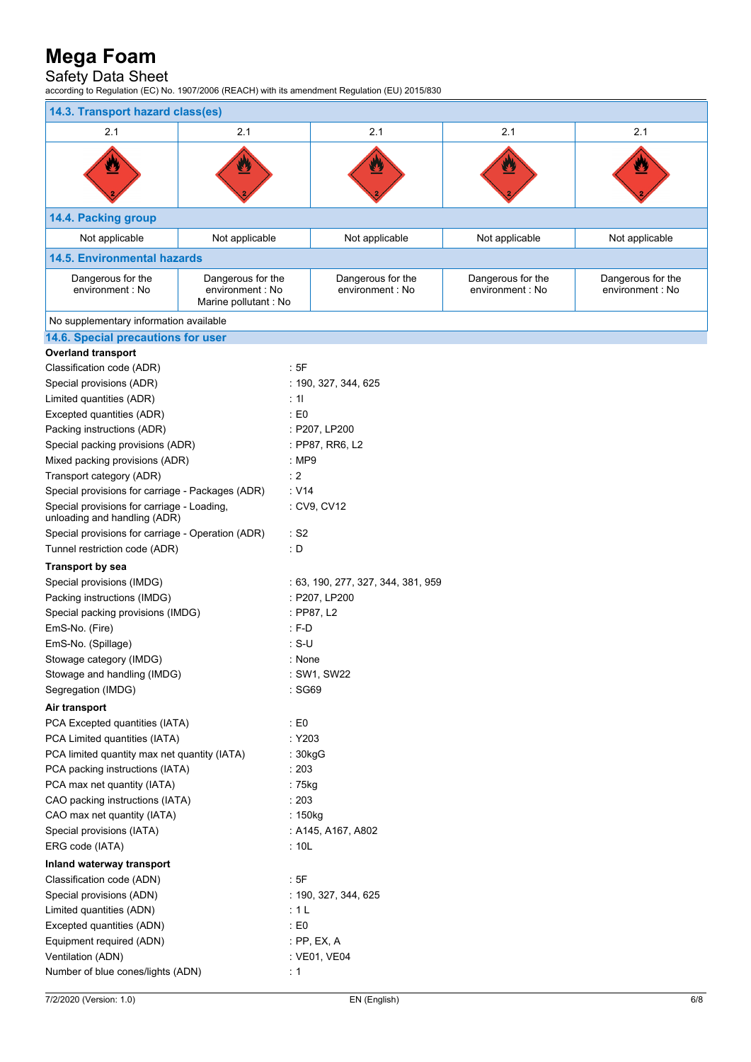# Mega Foam

Safety Data Sheet

according to Regulation (EC) No. 1907/2006 (REACH) with its amendment Regulation (EU) 2015/830

| 14.3. Transport hazard class(es) | | | | |
|---|---|---|---|---|
| 2.1 | 2.1 | 2.1 | 2.1 | 2.1 |
| | | | | |
| **14.4. Packing group** | | | | |
| Not applicable | Not applicable | Not applicable | Not applicable | Not applicable |
| **14.5. Environmental hazards** | | | | |
| Dangerous for the environment : No | Dangerous for the environment : No<br>Marine pollutant : No | Dangerous for the environment : No | Dangerous for the environment : No | Dangerous for the environment : No |
| No supplementary information available | | | | |

## 14.6. Special precautions for user

**Overland transport**

| | |
|---|---|
| Classification code (ADR) | : 5F |
| Special provisions (ADR) | : 190, 327, 344, 625 |
| Limited quantities (ADR) | : 1l |
| Excepted quantities (ADR) | : E0 |
| Packing instructions (ADR) | : P207, LP200 |
| Special packing provisions (ADR) | : PP87, RR6, L2 |
| Mixed packing provisions (ADR) | : MP9 |
| Transport category (ADR) | : 2 |
| Special provisions for carriage - Packages (ADR) | : V14 |
| Special provisions for carriage - Loading, unloading and handling (ADR) | : CV9, CV12 |
| Special provisions for carriage - Operation (ADR) | : S2 |
| Tunnel restriction code (ADR) | : D |

**Transport by sea**

| | |
|---|---|
| Special provisions (IMDG) | : 63, 190, 277, 327, 344, 381, 959 |
| Packing instructions (IMDG) | : P207, LP200 |
| Special packing provisions (IMDG) | : PP87, L2 |
| EmS-No. (Fire) | : F-D |
| EmS-No. (Spillage) | : S-U |
| Stowage category (IMDG) | : None |
| Stowage and handling (IMDG) | : SW1, SW22 |
| Segregation (IMDG) | : SG69 |

**Air transport**

| | |
|---|---|
| PCA Excepted quantities (IATA) | : E0 |
| PCA Limited quantities (IATA) | : Y203 |
| PCA limited quantity max net quantity (IATA) | : 30kgG |
| PCA packing instructions (IATA) | : 203 |
| PCA max net quantity (IATA) | : 75kg |
| CAO packing instructions (IATA) | : 203 |
| CAO max net quantity (IATA) | : 150kg |
| Special provisions (IATA) | : A145, A167, A802 |
| ERG code (IATA) | : 10L |

**Inland waterway transport**

| | |
|---|---|
| Classification code (ADN) | : 5F |
| Special provisions (ADN) | : 190, 327, 344, 625 |
| Limited quantities (ADN) | : 1 L |
| Excepted quantities (ADN) | : E0 |
| Equipment required (ADN) | : PP, EX, A |
| Ventilation (ADN) | : VE01, VE04 |
| Number of blue cones/lights (ADN) | : 1 |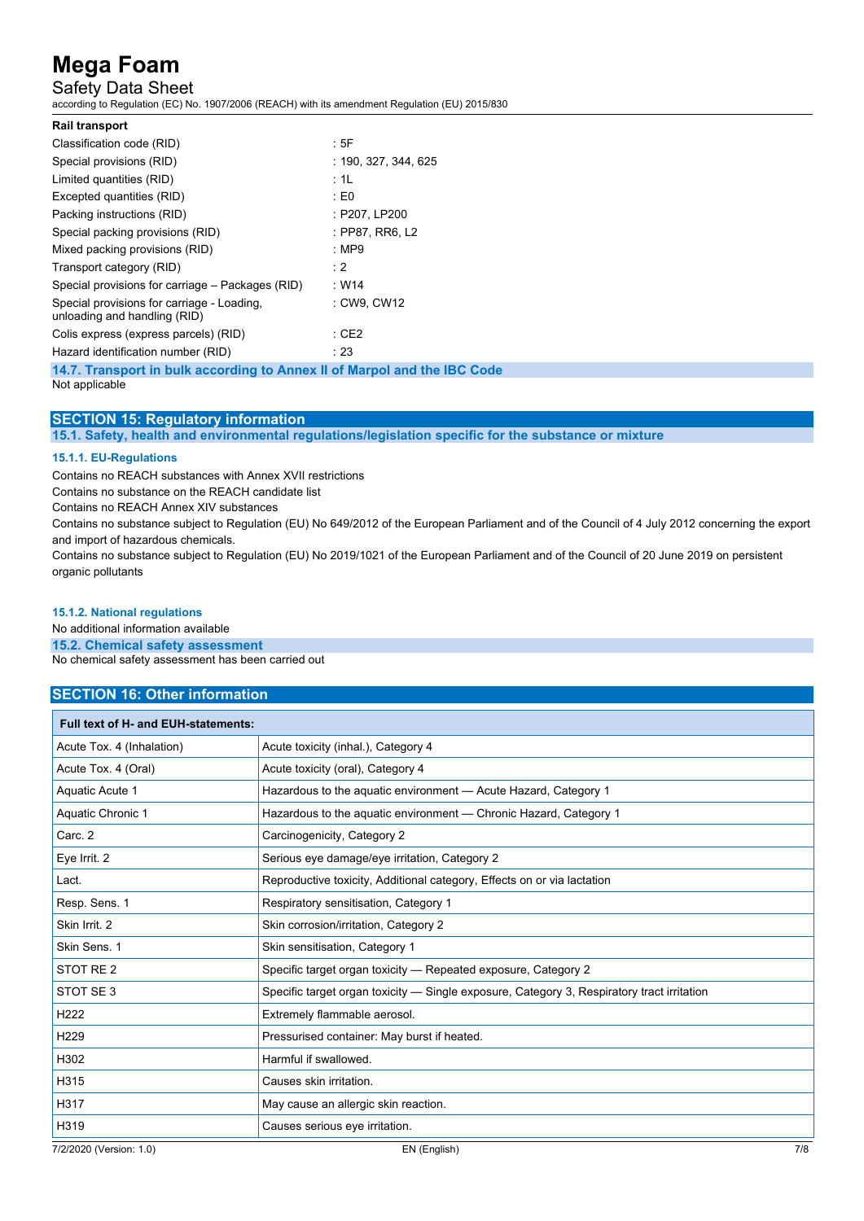**Rail transport**

| | |
|---|---|
| Classification code (RID) | : 5F |
| Special provisions (RID) | : 190, 327, 344, 625 |
| Limited quantities (RID) | : 1L |
| Excepted quantities (RID) | : E0 |
| Packing instructions (RID) | : P207, LP200 |
| Special packing provisions (RID) | : PP87, RR6, L2 |
| Mixed packing provisions (RID) | : MP9 |
| Transport category (RID) | : 2 |
| Special provisions for carriage – Packages (RID) | : W14 |
| Special provisions for carriage - Loading, unloading and handling (RID) | : CW9, CW12 |
| Colis express (express parcels) (RID) | : CE2 |
| Hazard identification number (RID) | : 23 |

### 14.7. Transport in bulk according to Annex II of Marpol and the IBC Code

Not applicable

## SECTION 15: Regulatory information

### 15.1. Safety, health and environmental regulations/legislation specific for the substance or mixture

#### 15.1.1. EU-Regulations

Contains no REACH substances with Annex XVII restrictions

Contains no substance on the REACH candidate list

Contains no REACH Annex XIV substances

Contains no substance subject to Regulation (EU) No 649/2012 of the European Parliament and of the Council of 4 July 2012 concerning the export and import of hazardous chemicals.

Contains no substance subject to Regulation (EU) No 2019/1021 of the European Parliament and of the Council of 20 June 2019 on persistent organic pollutants

#### 15.1.2. National regulations

No additional information available

### 15.2. Chemical safety assessment

No chemical safety assessment has been carried out

## SECTION 16: Other information

| Full text of H- and EUH-statements: | |
|---|---|
| Acute Tox. 4 (Inhalation) | Acute toxicity (inhal.), Category 4 |
| Acute Tox. 4 (Oral) | Acute toxicity (oral), Category 4 |
| Aquatic Acute 1 | Hazardous to the aquatic environment — Acute Hazard, Category 1 |
| Aquatic Chronic 1 | Hazardous to the aquatic environment — Chronic Hazard, Category 1 |
| Carc. 2 | Carcinogenicity, Category 2 |
| Eye Irrit. 2 | Serious eye damage/eye irritation, Category 2 |
| Lact. | Reproductive toxicity, Additional category, Effects on or via lactation |
| Resp. Sens. 1 | Respiratory sensitisation, Category 1 |
| Skin Irrit. 2 | Skin corrosion/irritation, Category 2 |
| Skin Sens. 1 | Skin sensitisation, Category 1 |
| STOT RE 2 | Specific target organ toxicity — Repeated exposure, Category 2 |
| STOT SE 3 | Specific target organ toxicity — Single exposure, Category 3, Respiratory tract irritation |
| H222 | Extremely flammable aerosol. |
| H229 | Pressurised container: May burst if heated. |
| H302 | Harmful if swallowed. |
| H315 | Causes skin irritation. |
| H317 | May cause an allergic skin reaction. |
| H319 | Causes serious eye irritation. |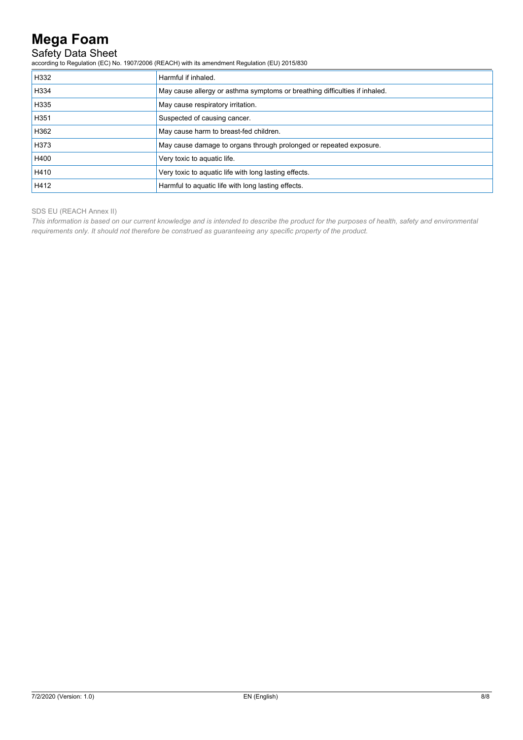| | |
|---|---|
| H332 | Harmful if inhaled. |
| H334 | May cause allergy or asthma symptoms or breathing difficulties if inhaled. |
| H335 | May cause respiratory irritation. |
| H351 | Suspected of causing cancer. |
| H362 | May cause harm to breast-fed children. |
| H373 | May cause damage to organs through prolonged or repeated exposure. |
| H400 | Very toxic to aquatic life. |
| H410 | Very toxic to aquatic life with long lasting effects. |
| H412 | Harmful to aquatic life with long lasting effects. |

SDS EU (REACH Annex II)

*This information is based on our current knowledge and is intended to describe the product for the purposes of health, safety and environmental requirements only. It should not therefore be construed as guaranteeing any specific property of the product.*